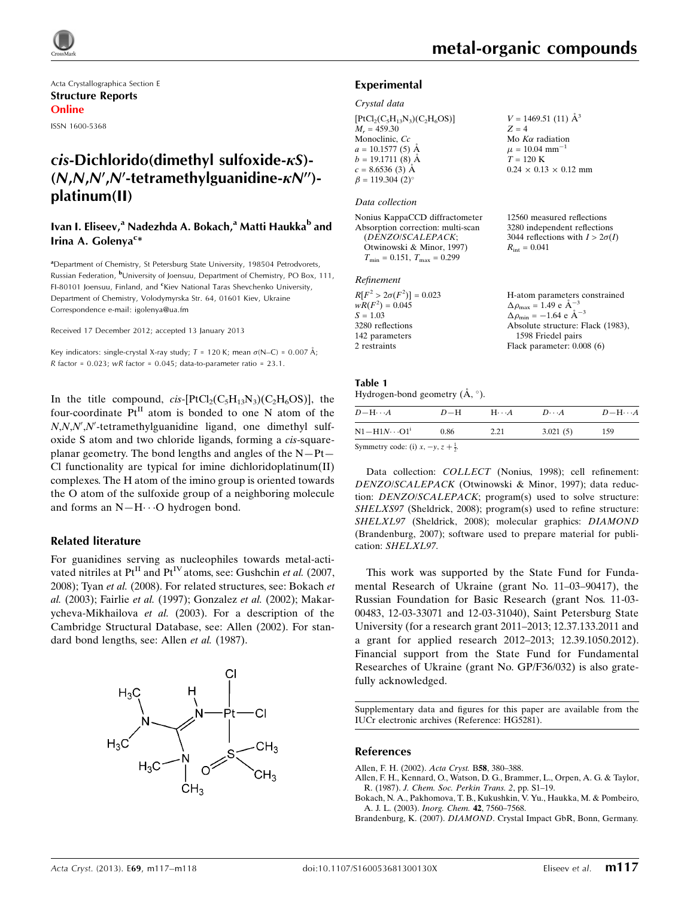Acta Crystallographica Section E

**Structure Reports Online**

ISSN 1600-5368

# *cis*-Dichlorido(dimethyl sulfoxide-κ*S*)-(*N*,*N*,*N*′,*N*′-tetramethylguanidine-κ*N*″)-platinum(II)

**Ivan I. Eliseev,[a] Nadezhda A. Bokach,[a] Matti Haukka[b] and Irina A. Golenya[c]\***

[a]Department of Chemistry, St Petersburg State University, 198504 Petrodvorets, Russian Federation, [b]University of Joensuu, Department of Chemistry, PO Box, 111, FI-80101 Joensuu, Finland, and [c]Kiev National Taras Shevchenko University, Department of Chemistry, Volodymyrska Str. 64, 01601 Kiev, Ukraine
Correspondence e-mail: igolenya@ua.fm

Received 17 December 2012; accepted 13 January 2013

Key indicators: single-crystal X-ray study; *T* = 120 K; mean σ(N–C) = 0.007 Å; *R* factor = 0.023; *wR* factor = 0.045; data-to-parameter ratio = 23.1.

In the title compound, *cis*-$[PtCl_2(C_5H_{13}N_3)(C_2H_6OS)]$, the four-coordinate $Pt^{II}$ atom is bonded to one N atom of the *N*,*N*,*N*′,*N*′-tetramethylguanidine ligand, one dimethyl sulfoxide S atom and two chloride ligands, forming a *cis*-square-planar geometry. The bond lengths and angles of the N—Pt—Cl functionality are typical for imine dichloridoplatinum(II) complexes. The H atom of the imino group is oriented towards the O atom of the sulfoxide group of a neighboring molecule and forms an N—H⋯O hydrogen bond.

## Related literature

For guanidines serving as nucleophiles towards metal-activated nitriles at $Pt^{II}$ and $Pt^{IV}$ atoms, see: Gushchin *et al.* (2007, 2008); Tyan *et al.* (2008). For related structures, see: Bokach *et al.* (2003); Fairlie *et al.* (1997); Gonzalez *et al.* (2002); Makarycheva-Mikhailova *et al.* (2003). For a description of the Cambridge Structural Database, see: Allen (2002). For standard bond lengths, see: Allen *et al.* (1987).

## Experimental

### Crystal data

$[PtCl_2(C_5H_{13}N_3)(C_2H_6OS)]$
$M_r$ = 459.30
Monoclinic, *Cc*
*a* = 10.1577 (5) Å
*b* = 19.1711 (8) Å
*c* = 8.6536 (3) Å
β = 119.304 (2)°
*V* = 1469.51 (11) Å$^3$
*Z* = 4
Mo *K*α radiation
μ = 10.04 mm$^{-1}$
*T* = 120 K
0.24 × 0.13 × 0.12 mm

### Data collection

Nonius KappaCCD diffractometer
Absorption correction: multi-scan (*DENZO*/*SCALEPACK*; Otwinowski & Minor, 1997)
$T_{min}$ = 0.151, $T_{max}$ = 0.299
12560 measured reflections
3280 independent reflections
3044 reflections with $I > 2\sigma(I)$
$R_{int}$ = 0.041

### Refinement

$R[F^2 > 2\sigma(F^2)]$ = 0.023
$wR(F^2)$ = 0.045
*S* = 1.03
3280 reflections
142 parameters
2 restraints
H-atom parameters constrained
$\Delta\rho_{max}$ = 1.49 e Å$^{-3}$
$\Delta\rho_{min}$ = −1.64 e Å$^{-3}$
Absolute structure: Flack (1983), 1598 Friedel pairs
Flack parameter: 0.008 (6)

**Table 1**
Hydrogen-bond geometry (Å, °).

| *D*—H⋯*A* | *D*—H | H⋯*A* | *D*⋯*A* | *D*—H⋯*A* |
|---|---|---|---|---|
| N1—H1*N*⋯O1$^{i}$ | 0.86 | 2.21 | 3.021 (5) | 159 |

Symmetry code: (i) $x, -y, z + \frac{1}{2}$.

Data collection: *COLLECT* (Nonius, 1998); cell refinement: *DENZO*/*SCALEPACK* (Otwinowski & Minor, 1997); data reduction: *DENZO*/*SCALEPACK*; program(s) used to solve structure: *SHELXS97* (Sheldrick, 2008); program(s) used to refine structure: *SHELXL97* (Sheldrick, 2008); molecular graphics: *DIAMOND* (Brandenburg, 2007); software used to prepare material for publication: *SHELXL97*.

This work was supported by the State Fund for Fundamental Research of Ukraine (grant No. 11–03–90417), the Russian Foundation for Basic Research (grant Nos. 11-03-00483, 12-03-33071 and 12-03-31040), Saint Petersburg State University (for a research grant 2011–2013; 12.37.133.2011 and a grant for applied research 2012–2013; 12.39.1050.2012). Financial support from the State Fund for Fundamental Researches of Ukraine (grant No. GP/F36/032) is also gratefully acknowledged.

Supplementary data and figures for this paper are available from the IUCr electronic archives (Reference: HG5281).

## References

Allen, F. H. (2002). *Acta Cryst.* B**58**, 380–388.
Allen, F. H., Kennard, O., Watson, D. G., Brammer, L., Orpen, A. G. & Taylor, R. (1987). *J. Chem. Soc. Perkin Trans. 2*, pp. S1–19.
Bokach, N. A., Pakhomova, T. B., Kukushkin, V. Yu., Haukka, M. & Pombeiro, A. J. L. (2003). *Inorg. Chem.* **42**, 7560–7568.
Brandenburg, K. (2007). *DIAMOND*. Crystal Impact GbR, Bonn, Germany.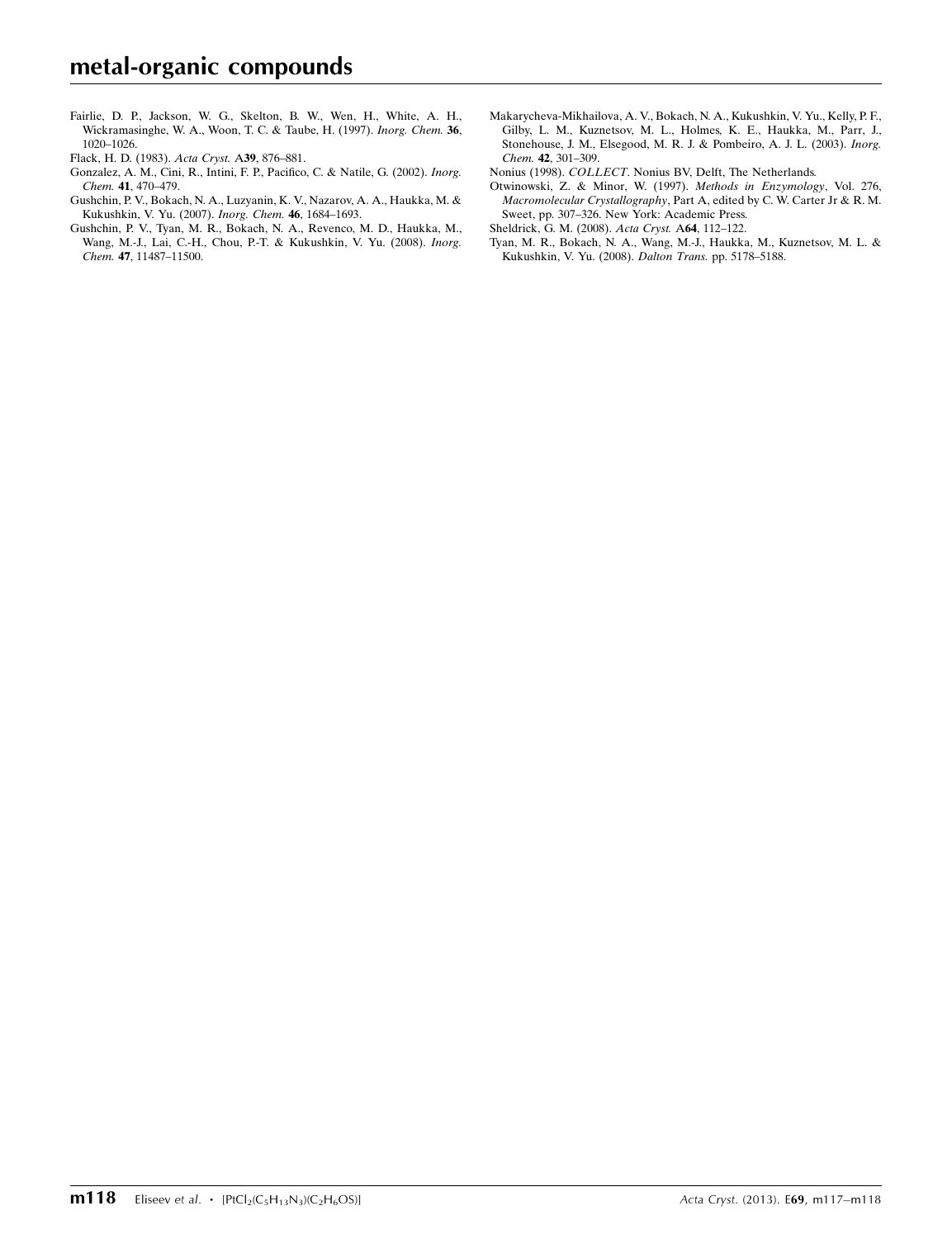Fairlie, D. P., Jackson, W. G., Skelton, B. W., Wen, H., White, A. H., Wickramasinghe, W. A., Woon, T. C. & Taube, H. (1997). *Inorg. Chem.* **36**, 1020–1026.

Flack, H. D. (1983). *Acta Cryst.* A**39**, 876–881.

Gonzalez, A. M., Cini, R., Intini, F. P., Pacifico, C. & Natile, G. (2002). *Inorg. Chem.* **41**, 470–479.

Gushchin, P. V., Bokach, N. A., Luzyanin, K. V., Nazarov, A. A., Haukka, M. & Kukushkin, V. Yu. (2007). *Inorg. Chem.* **46**, 1684–1693.

Gushchin, P. V., Tyan, M. R., Bokach, N. A., Revenco, M. D., Haukka, M., Wang, M.-J., Lai, C.-H., Chou, P.-T. & Kukushkin, V. Yu. (2008). *Inorg. Chem.* **47**, 11487–11500.

Makarycheva-Mikhailova, A. V., Bokach, N. A., Kukushkin, V. Yu., Kelly, P. F., Gilby, L. M., Kuznetsov, M. L., Holmes, K. E., Haukka, M., Parr, J., Stonehouse, J. M., Elsegood, M. R. J. & Pombeiro, A. J. L. (2003). *Inorg. Chem.* **42**, 301–309.

Nonius (1998). *COLLECT*. Nonius BV, Delft, The Netherlands.

Otwinowski, Z. & Minor, W. (1997). *Methods in Enzymology*, Vol. 276, *Macromolecular Crystallography*, Part A, edited by C. W. Carter Jr & R. M. Sweet, pp. 307–326. New York: Academic Press.

Sheldrick, G. M. (2008). *Acta Cryst.* A**64**, 112–122.

Tyan, M. R., Bokach, N. A., Wang, M.-J., Haukka, M., Kuznetsov, M. L. & Kukushkin, V. Yu. (2008). *Dalton Trans.* pp. 5178–5188.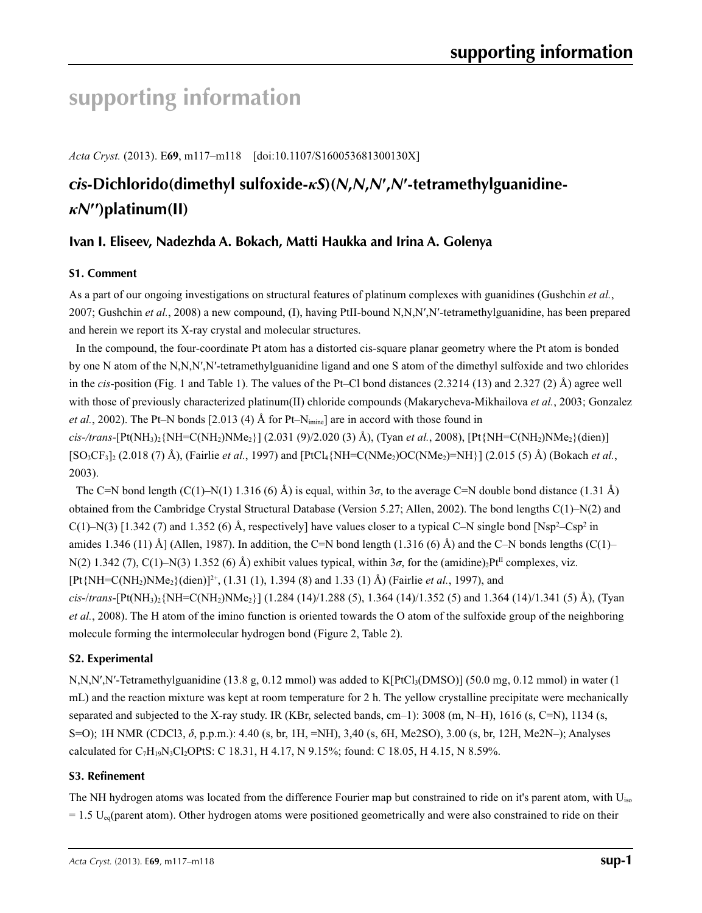# supporting information

*Acta Cryst.* (2013). E**69**, m117–m118 [doi:10.1107/S160053681300130X]

## *cis*-Dichlorido(dimethyl sulfoxide-*κS*)(*N*,*N*,*N*′,*N*′-tetramethylguanidine-*κN*′′)platinum(II)

### Ivan I. Eliseev, Nadezhda A. Bokach, Matti Haukka and Irina A. Golenya

#### S1. Comment

As a part of our ongoing investigations on structural features of platinum complexes with guanidines (Gushchin *et al.*, 2007; Gushchin *et al.*, 2008) a new compound, (I), having PtII-bound N,N,N′,N′-tetramethylguanidine, has been prepared and herein we report its X-ray crystal and molecular structures.

In the compound, the four-coordinate Pt atom has a distorted cis-square planar geometry where the Pt atom is bonded by one N atom of the N,N,N′,N′-tetramethylguanidine ligand and one S atom of the dimethyl sulfoxide and two chlorides in the *cis*-position (Fig. 1 and Table 1). The values of the Pt–Cl bond distances (2.3214 (13) and 2.327 (2) Å) agree well with those of previously characterized platinum(II) chloride compounds (Makarycheva-Mikhailova *et al.*, 2003; Gonzalez *et al.*, 2002). The Pt–N bonds [2.013 (4) Å for Pt–$N_{imine}$] are in accord with those found in *cis*-/*trans*-[Pt$(NH_3)_2${NH=C($NH_2$)$NMe_2$}] (2.031 (9)/2.020 (3) Å), (Tyan *et al.*, 2008), [Pt{NH=C($NH_2$)$NMe_2$}(dien)] [$SO_3CF_3$]$_2$ (2.018 (7) Å), (Fairlie *et al.*, 1997) and [$PtCl_4${NH=C($NMe_2$)OC($NMe_2$)=NH}] (2.015 (5) Å) (Bokach *et al.*, 2003).

The C=N bond length (C(1)–N(1) 1.316 (6) Å) is equal, within 3*σ*, to the average C=N double bond distance (1.31 Å) obtained from the Cambridge Crystal Structural Database (Version 5.27; Allen, 2002). The bond lengths C(1)–N(2) and C(1)–N(3) [1.342 (7) and 1.352 (6) Å, respectively] have values closer to a typical C–N single bond [$Nsp^2$–$Csp^2$ in amides 1.346 (11) Å] (Allen, 1987). In addition, the C=N bond length (1.316 (6) Å) and the C–N bonds lengths (C(1)–N(2) 1.342 (7), C(1)–N(3) 1.352 (6) Å) exhibit values typical, within 3*σ*, for the (amidine)$_2$Pt$^{II}$ complexes, viz. [Pt{NH=C($NH_2$)$NMe_2$}(dien)]$^{2+}$, (1.31 (1), 1.394 (8) and 1.33 (1) Å) (Fairlie *et al.*, 1997), and *cis*-/*trans*-[Pt$(NH_3)_2${NH=C($NH_2$)$NMe_2$}] (1.284 (14)/1.288 (5), 1.364 (14)/1.352 (5) and 1.364 (14)/1.341 (5) Å), (Tyan *et al.*, 2008). The H atom of the imino function is oriented towards the O atom of the sulfoxide group of the neighboring molecule forming the intermolecular hydrogen bond (Figure 2, Table 2).

#### S2. Experimental

N,N,N′,N′-Tetramethylguanidine (13.8 g, 0.12 mmol) was added to K[$PtCl_3$(DMSO)] (50.0 mg, 0.12 mmol) in water (1 mL) and the reaction mixture was kept at room temperature for 2 h. The yellow crystalline precipitate were mechanically separated and subjected to the X-ray study. IR (KBr, selected bands, cm–1): 3008 (m, N–H), 1616 (s, C=N), 1134 (s, S=O); 1H NMR (CDCl3, *δ*, p.p.m.): 4.40 (s, br, 1H, =NH), 3,40 (s, 6H, Me2SO), 3.00 (s, br, 12H, Me2N–); Analyses calculated for $C_7H_{19}N_3Cl_2OPtS$: C 18.31, H 4.17, N 9.15%; found: C 18.05, H 4.15, N 8.59%.

#### S3. Refinement

The NH hydrogen atoms was located from the difference Fourier map but constrained to ride on it's parent atom, with $U_{iso}$ = 1.5 $U_{eq}$(parent atom). Other hydrogen atoms were positioned geometrically and were also constrained to ride on their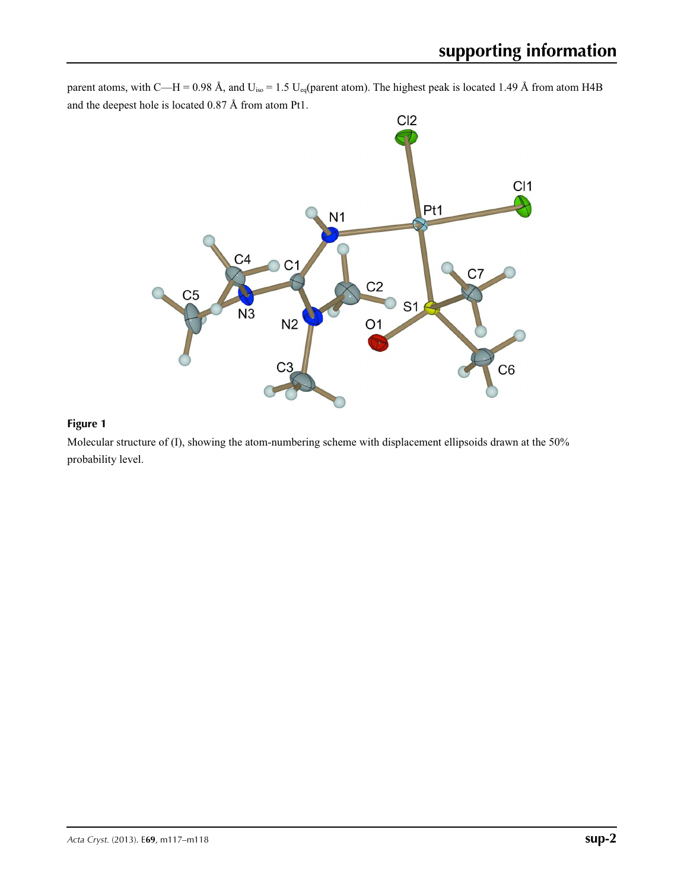parent atoms, with C—H = 0.98 Å, and $U_{iso}$ = 1.5 $U_{eq}$(parent atom). The highest peak is located 1.49 Å from atom H4B and the deepest hole is located 0.87 Å from atom Pt1.

**Figure 1**

Molecular structure of (I), showing the atom-numbering scheme with displacement ellipsoids drawn at the 50% probability level.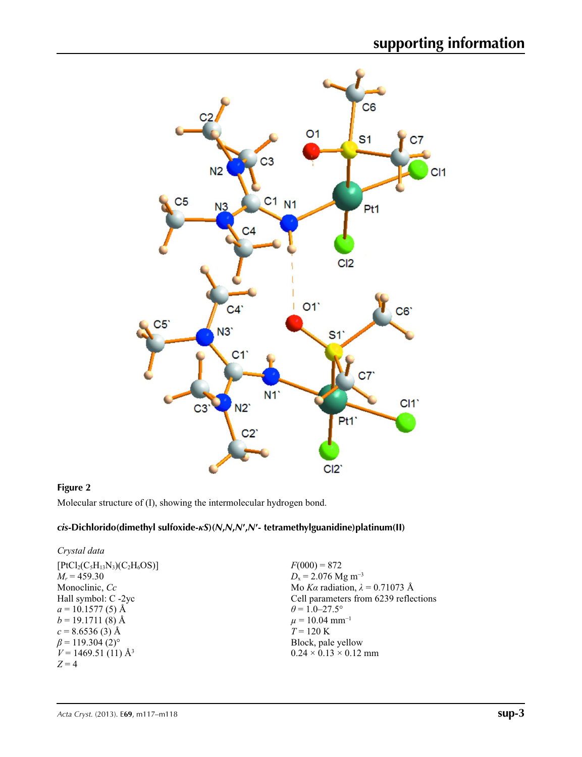**Figure 2**

Molecular structure of (I), showing the intermolecular hydrogen bond.

### *cis*-Dichlorido(dimethyl sulfoxide-*κS*)(*N*,*N*,*N*′,*N*′- tetramethylguanidine)platinum(II)

*Crystal data*

$[PtCl_2(C_5H_{13}N_3)(C_2H_6OS)]$
$M_r = 459.30$
Monoclinic, *Cc*
Hall symbol: C -2yc
$a = 10.1577$ (5) Å
$b = 19.1711$ (8) Å
$c = 8.6536$ (3) Å
$\beta = 119.304$ (2)°
$V = 1469.51$ (11) Å$^3$
$Z = 4$

$F(000) = 872$
$D_x = 2.076$ Mg m$^{-3}$
Mo $K\alpha$ radiation, $\lambda = 0.71073$ Å
Cell parameters from 6239 reflections
$\theta = 1.0$–27.5°
$\mu = 10.04$ mm$^{-1}$
$T = 120$ K
Block, pale yellow
0.24 × 0.13 × 0.12 mm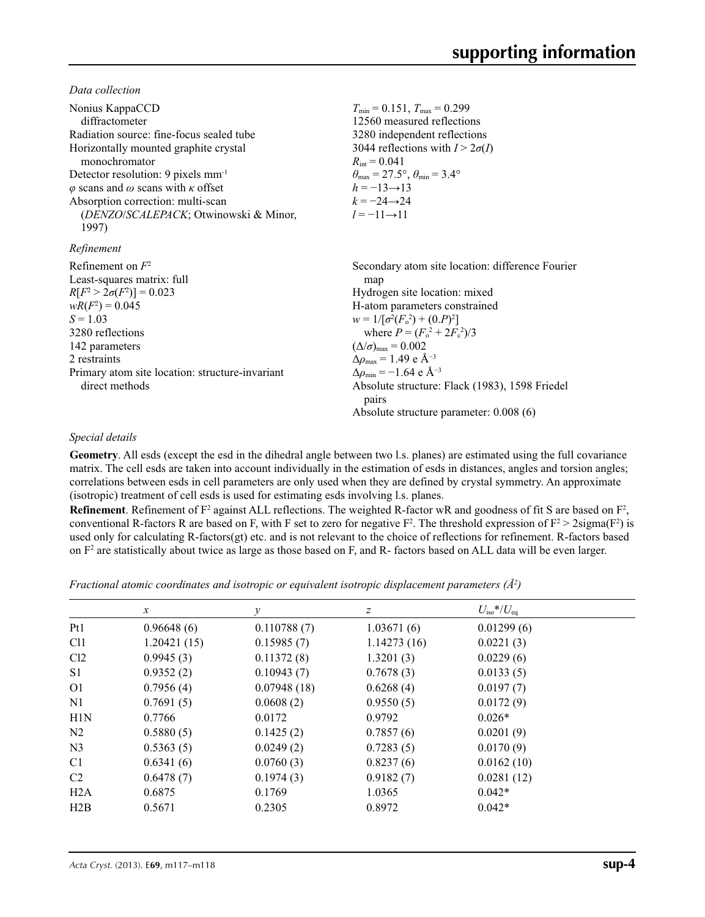*Data collection*

Nonius KappaCCD diffractometer
Radiation source: fine-focus sealed tube
Horizontally mounted graphite crystal monochromator
Detector resolution: 9 pixels mm$^{-1}$
$\varphi$ scans and $\omega$ scans with $\kappa$ offset
Absorption correction: multi-scan (*DENZO*/*SCALEPACK*; Otwinowski & Minor, 1997)

$T_{min} = 0.151$, $T_{max} = 0.299$
12560 measured reflections
3280 independent reflections
3044 reflections with $I > 2\sigma(I)$
$R_{int} = 0.041$
$\theta_{max} = 27.5°$, $\theta_{min} = 3.4°$
$h = -13 \rightarrow 13$
$k = -24 \rightarrow 24$
$l = -11 \rightarrow 11$

*Refinement*

Refinement on $F^2$
Least-squares matrix: full
$R[F^2 > 2\sigma(F^2)] = 0.023$
$wR(F^2) = 0.045$
$S = 1.03$
3280 reflections
142 parameters
2 restraints
Primary atom site location: structure-invariant direct methods

Secondary atom site location: difference Fourier map
Hydrogen site location: mixed
H-atom parameters constrained
$w = 1/[\sigma^2(F_o^2) + (0.P)^2]$
where $P = (F_o^2 + 2F_c^2)/3$
$(\Delta/\sigma)_{max} = 0.002$
$\Delta\rho_{max} = 1.49$ e Å$^{-3}$
$\Delta\rho_{min} = -1.64$ e Å$^{-3}$
Absolute structure: Flack (1983), 1598 Friedel pairs
Absolute structure parameter: 0.008 (6)

*Special details*

**Geometry**. All esds (except the esd in the dihedral angle between two l.s. planes) are estimated using the full covariance matrix. The cell esds are taken into account individually in the estimation of esds in distances, angles and torsion angles; correlations between esds in cell parameters are only used when they are defined by crystal symmetry. An approximate (isotropic) treatment of cell esds is used for estimating esds involving l.s. planes.

**Refinement**. Refinement of F$^2$ against ALL reflections. The weighted R-factor wR and goodness of fit S are based on F$^2$, conventional R-factors R are based on F, with F set to zero for negative F$^2$. The threshold expression of F$^2$ > 2sigma(F$^2$) is used only for calculating R-factors(gt) etc. and is not relevant to the choice of reflections for refinement. R-factors based on F$^2$ are statistically about twice as large as those based on F, and R- factors based on ALL data will be even larger.

*Fractional atomic coordinates and isotropic or equivalent isotropic displacement parameters (Å$^2$)*

| | *x* | *y* | *z* | $U_{iso}$*/$U_{eq}$ |
|---|---|---|---|---|
| Pt1 | 0.96648 (6) | 0.110788 (7) | 1.03671 (6) | 0.01299 (6) |
| Cl1 | 1.20421 (15) | 0.15985 (7) | 1.14273 (16) | 0.0221 (3) |
| Cl2 | 0.9945 (3) | 0.11372 (8) | 1.3201 (3) | 0.0229 (6) |
| S1 | 0.9352 (2) | 0.10943 (7) | 0.7678 (3) | 0.0133 (5) |
| O1 | 0.7956 (4) | 0.07948 (18) | 0.6268 (4) | 0.0197 (7) |
| N1 | 0.7691 (5) | 0.0608 (2) | 0.9550 (5) | 0.0172 (9) |
| H1N | 0.7766 | 0.0172 | 0.9792 | 0.026* |
| N2 | 0.5880 (5) | 0.1425 (2) | 0.7857 (6) | 0.0201 (9) |
| N3 | 0.5363 (5) | 0.0249 (2) | 0.7283 (5) | 0.0170 (9) |
| C1 | 0.6341 (6) | 0.0760 (3) | 0.8237 (6) | 0.0162 (10) |
| C2 | 0.6478 (7) | 0.1974 (3) | 0.9182 (7) | 0.0281 (12) |
| H2A | 0.6875 | 0.1769 | 1.0365 | 0.042* |
| H2B | 0.5671 | 0.2305 | 0.8972 | 0.042* |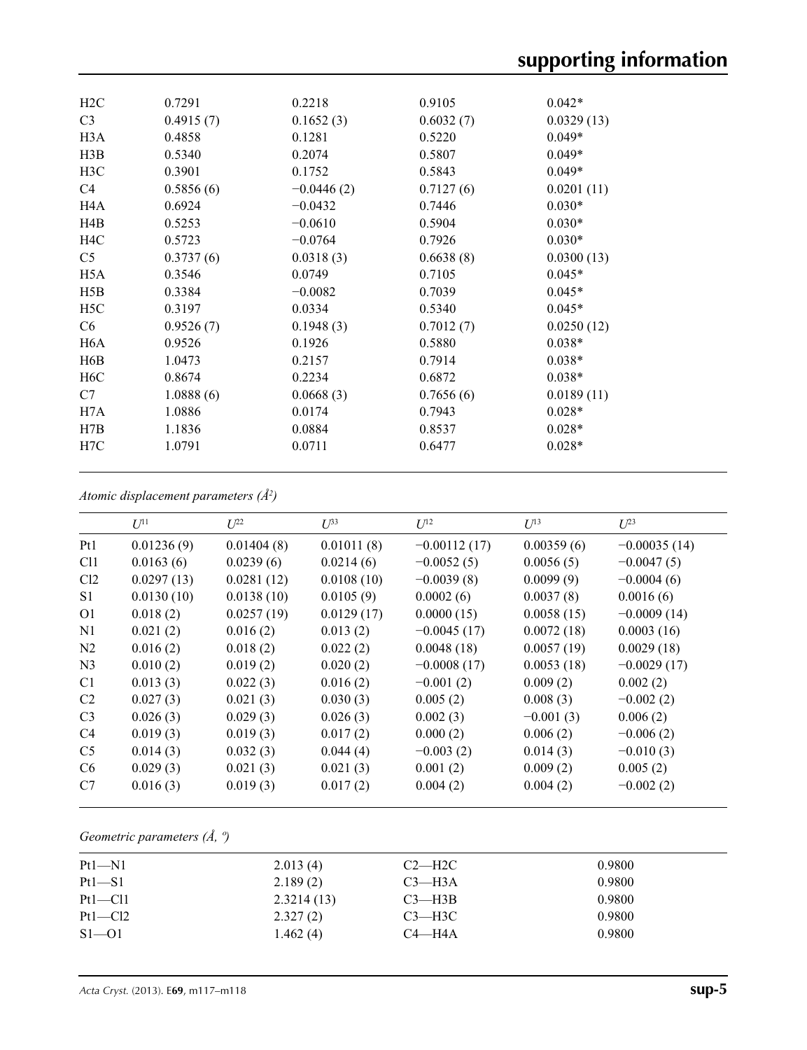| | | | | |
|---|---|---|---|---|
| H2C | 0.7291 | 0.2218 | 0.9105 | 0.042* |
| C3 | 0.4915 (7) | 0.1652 (3) | 0.6032 (7) | 0.0329 (13) |
| H3A | 0.4858 | 0.1281 | 0.5220 | 0.049* |
| H3B | 0.5340 | 0.2074 | 0.5807 | 0.049* |
| H3C | 0.3901 | 0.1752 | 0.5843 | 0.049* |
| C4 | 0.5856 (6) | −0.0446 (2) | 0.7127 (6) | 0.0201 (11) |
| H4A | 0.6924 | −0.0432 | 0.7446 | 0.030* |
| H4B | 0.5253 | −0.0610 | 0.5904 | 0.030* |
| H4C | 0.5723 | −0.0764 | 0.7926 | 0.030* |
| C5 | 0.3737 (6) | 0.0318 (3) | 0.6638 (8) | 0.0300 (13) |
| H5A | 0.3546 | 0.0749 | 0.7105 | 0.045* |
| H5B | 0.3384 | −0.0082 | 0.7039 | 0.045* |
| H5C | 0.3197 | 0.0334 | 0.5340 | 0.045* |
| C6 | 0.9526 (7) | 0.1948 (3) | 0.7012 (7) | 0.0250 (12) |
| H6A | 0.9526 | 0.1926 | 0.5880 | 0.038* |
| H6B | 1.0473 | 0.2157 | 0.7914 | 0.038* |
| H6C | 0.8674 | 0.2234 | 0.6872 | 0.038* |
| C7 | 1.0888 (6) | 0.0668 (3) | 0.7656 (6) | 0.0189 (11) |
| H7A | 1.0886 | 0.0174 | 0.7943 | 0.028* |
| H7B | 1.1836 | 0.0884 | 0.8537 | 0.028* |
| H7C | 1.0791 | 0.0711 | 0.6477 | 0.028* |

*Atomic displacement parameters (Å²)*

| | $U^{11}$ | $U^{22}$ | $U^{33}$ | $U^{12}$ | $U^{13}$ | $U^{23}$ |
|---|---|---|---|---|---|---|
| Pt1 | 0.01236 (9) | 0.01404 (8) | 0.01011 (8) | −0.00112 (17) | 0.00359 (6) | −0.00035 (14) |
| Cl1 | 0.0163 (6) | 0.0239 (6) | 0.0214 (6) | −0.0052 (5) | 0.0056 (5) | −0.0047 (5) |
| Cl2 | 0.0297 (13) | 0.0281 (12) | 0.0108 (10) | −0.0039 (8) | 0.0099 (9) | −0.0004 (6) |
| S1 | 0.0130 (10) | 0.0138 (10) | 0.0105 (9) | 0.0002 (6) | 0.0037 (8) | 0.0016 (6) |
| O1 | 0.018 (2) | 0.0257 (19) | 0.0129 (17) | 0.0000 (15) | 0.0058 (15) | −0.0009 (14) |
| N1 | 0.021 (2) | 0.016 (2) | 0.013 (2) | −0.0045 (17) | 0.0072 (18) | 0.0003 (16) |
| N2 | 0.016 (2) | 0.018 (2) | 0.022 (2) | 0.0048 (18) | 0.0057 (19) | 0.0029 (18) |
| N3 | 0.010 (2) | 0.019 (2) | 0.020 (2) | −0.0008 (17) | 0.0053 (18) | −0.0029 (17) |
| C1 | 0.013 (3) | 0.022 (3) | 0.016 (2) | −0.001 (2) | 0.009 (2) | 0.002 (2) |
| C2 | 0.027 (3) | 0.021 (3) | 0.030 (3) | 0.005 (2) | 0.008 (3) | −0.002 (2) |
| C3 | 0.026 (3) | 0.029 (3) | 0.026 (3) | 0.002 (3) | −0.001 (3) | 0.006 (2) |
| C4 | 0.019 (3) | 0.019 (3) | 0.017 (2) | 0.000 (2) | 0.006 (2) | −0.006 (2) |
| C5 | 0.014 (3) | 0.032 (3) | 0.044 (4) | −0.003 (2) | 0.014 (3) | −0.010 (3) |
| C6 | 0.029 (3) | 0.021 (3) | 0.021 (3) | 0.001 (2) | 0.009 (2) | 0.005 (2) |
| C7 | 0.016 (3) | 0.019 (3) | 0.017 (2) | 0.004 (2) | 0.004 (2) | −0.002 (2) |

*Geometric parameters (Å, º)*

| | | | |
|---|---|---|---|
| Pt1—N1 | 2.013 (4) | C2—H2C | 0.9800 |
| Pt1—S1 | 2.189 (2) | C3—H3A | 0.9800 |
| Pt1—Cl1 | 2.3214 (13) | C3—H3B | 0.9800 |
| Pt1—Cl2 | 2.327 (2) | C3—H3C | 0.9800 |
| S1—O1 | 1.462 (4) | C4—H4A | 0.9800 |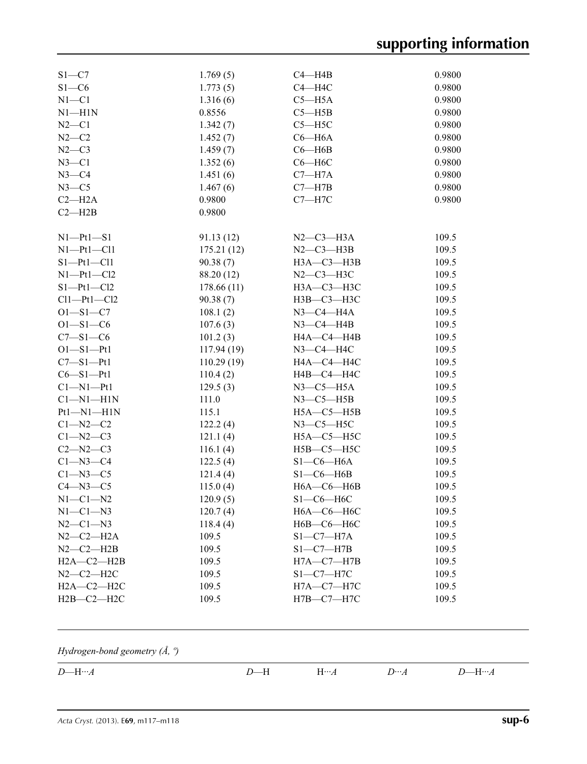| | | | |
|---|---|---|---|
| S1—C7 | 1.769 (5) | C4—H4B | 0.9800 |
| S1—C6 | 1.773 (5) | C4—H4C | 0.9800 |
| N1—C1 | 1.316 (6) | C5—H5A | 0.9800 |
| N1—H1N | 0.8556 | C5—H5B | 0.9800 |
| N2—C1 | 1.342 (7) | C5—H5C | 0.9800 |
| N2—C2 | 1.452 (7) | C6—H6A | 0.9800 |
| N2—C3 | 1.459 (7) | C6—H6B | 0.9800 |
| N3—C1 | 1.352 (6) | C6—H6C | 0.9800 |
| N3—C4 | 1.451 (6) | C7—H7A | 0.9800 |
| N3—C5 | 1.467 (6) | C7—H7B | 0.9800 |
| C2—H2A | 0.9800 | C7—H7C | 0.9800 |
| C2—H2B | 0.9800 | | |

| | | | |
|---|---|---|---|
| N1—Pt1—S1 | 91.13 (12) | N2—C3—H3A | 109.5 |
| N1—Pt1—Cl1 | 175.21 (12) | N2—C3—H3B | 109.5 |
| S1—Pt1—Cl1 | 90.38 (7) | H3A—C3—H3B | 109.5 |
| N1—Pt1—Cl2 | 88.20 (12) | N2—C3—H3C | 109.5 |
| S1—Pt1—Cl2 | 178.66 (11) | H3A—C3—H3C | 109.5 |
| Cl1—Pt1—Cl2 | 90.38 (7) | H3B—C3—H3C | 109.5 |
| O1—S1—C7 | 108.1 (2) | N3—C4—H4A | 109.5 |
| O1—S1—C6 | 107.6 (3) | N3—C4—H4B | 109.5 |
| C7—S1—C6 | 101.2 (3) | H4A—C4—H4B | 109.5 |
| O1—S1—Pt1 | 117.94 (19) | N3—C4—H4C | 109.5 |
| C7—S1—Pt1 | 110.29 (19) | H4A—C4—H4C | 109.5 |
| C6—S1—Pt1 | 110.4 (2) | H4B—C4—H4C | 109.5 |
| C1—N1—Pt1 | 129.5 (3) | N3—C5—H5A | 109.5 |
| C1—N1—H1N | 111.0 | N3—C5—H5B | 109.5 |
| Pt1—N1—H1N | 115.1 | H5A—C5—H5B | 109.5 |
| C1—N2—C2 | 122.2 (4) | N3—C5—H5C | 109.5 |
| C1—N2—C3 | 121.1 (4) | H5A—C5—H5C | 109.5 |
| C2—N2—C3 | 116.1 (4) | H5B—C5—H5C | 109.5 |
| C1—N3—C4 | 122.5 (4) | S1—C6—H6A | 109.5 |
| C1—N3—C5 | 121.4 (4) | S1—C6—H6B | 109.5 |
| C4—N3—C5 | 115.0 (4) | H6A—C6—H6B | 109.5 |
| N1—C1—N2 | 120.9 (5) | S1—C6—H6C | 109.5 |
| N1—C1—N3 | 120.7 (4) | H6A—C6—H6C | 109.5 |
| N2—C1—N3 | 118.4 (4) | H6B—C6—H6C | 109.5 |
| N2—C2—H2A | 109.5 | S1—C7—H7A | 109.5 |
| N2—C2—H2B | 109.5 | S1—C7—H7B | 109.5 |
| H2A—C2—H2B | 109.5 | H7A—C7—H7B | 109.5 |
| N2—C2—H2C | 109.5 | S1—C7—H7C | 109.5 |
| H2A—C2—H2C | 109.5 | H7A—C7—H7C | 109.5 |
| H2B—C2—H2C | 109.5 | H7B—C7—H7C | 109.5 |

*Hydrogen-bond geometry (Å, º)*

| *D*—H···*A* | *D*—H | H···*A* | *D*···*A* | *D*—H···*A* |
|---|---|---|---|---|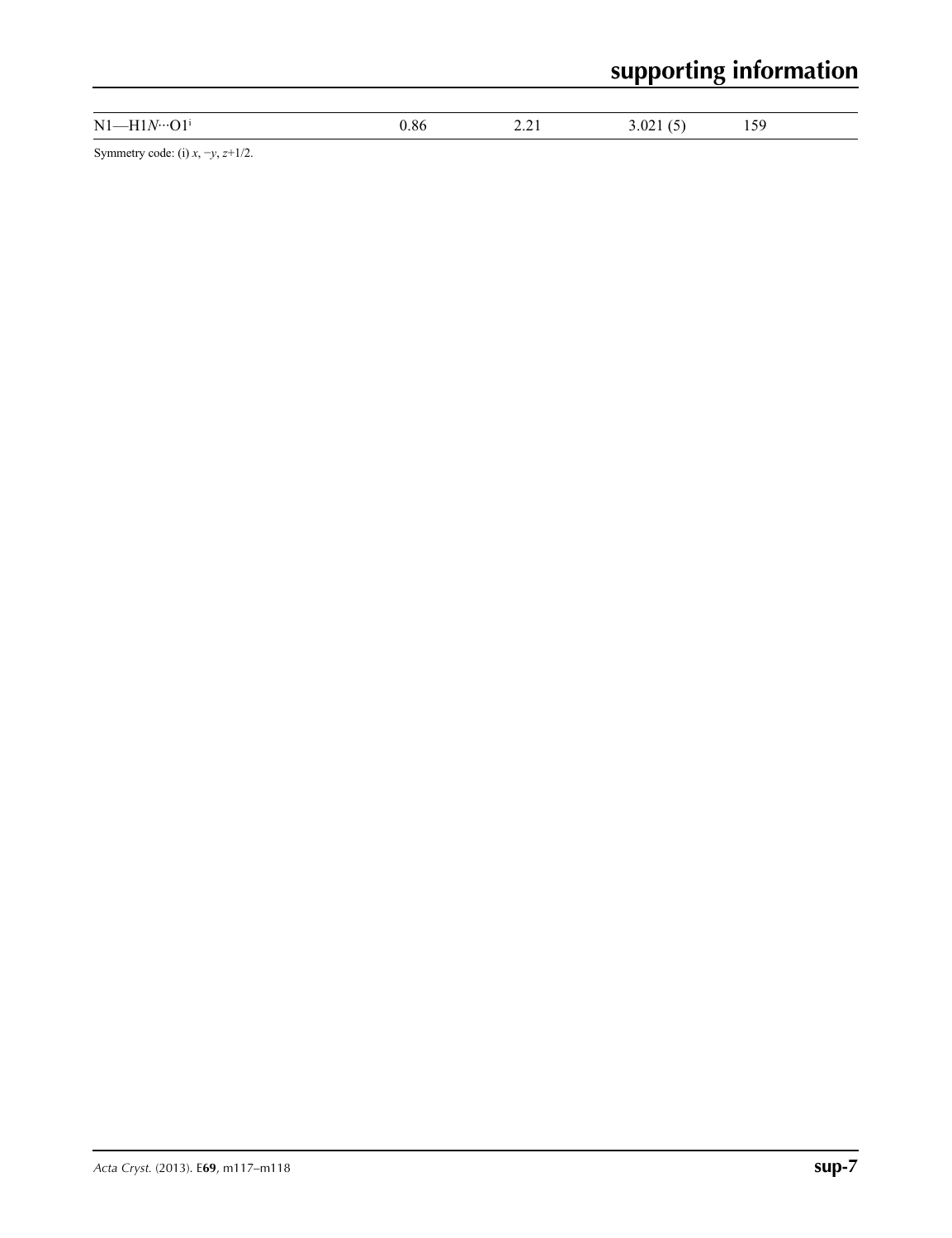| | | | | |
|---|---|---|---|---|
| N1—H1*N*···O1[i] | 0.86 | 2.21 | 3.021 (5) | 159 |

Symmetry code: (i) $x$, $-y$, $z+1/2$.